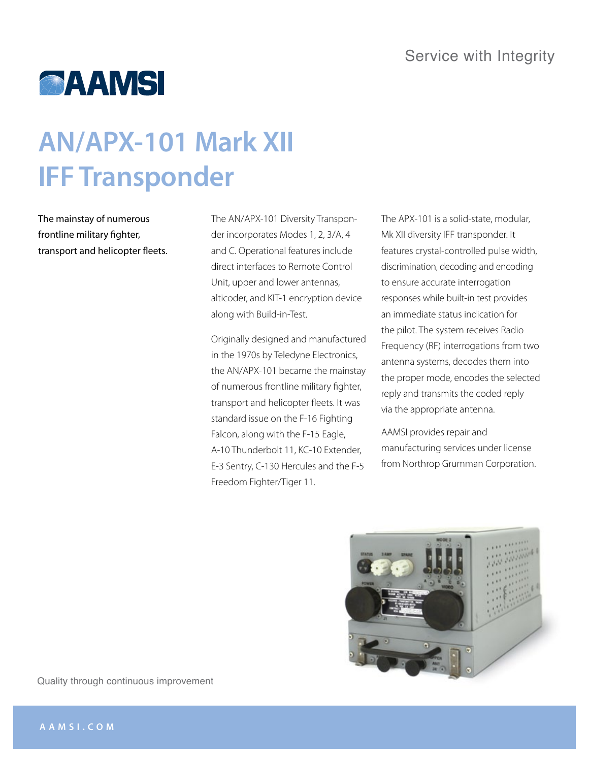Service with Integrity

AAMSI

# AN/APX-101 Mark XII IFF Transponder

The mainstay of numerous frontline military fighter, transport and helicopter fleets.

The AN/APX-101 Diversity Transponder incorporates Modes 1, 2, 3/A, 4 and C. Operational features include direct interfaces to Remote Control Unit, upper and lower antennas, alticoder, and KIT-1 encryption device along with Build-in-Test.

Originally designed and manufactured in the 1970s by Teledyne Electronics, the AN/APX-101 became the mainstay of numerous frontline military fighter, transport and helicopter fleets. It was standard issue on the F-16 Fighting Falcon, along with the F-15 Eagle, A-10 Thunderbolt 11, KC-10 Extender, E-3 Sentry, C-130 Hercules and the F-5 Freedom Fighter/Tiger 11.

The APX-101 is a solid-state, modular, Mk XII diversity IFF transponder. It features crystal-controlled pulse width, discrimination, decoding and encoding to ensure accurate interrogation responses while built-in test provides an immediate status indication for the pilot. The system receives Radio Frequency (RF) interrogations from two antenna systems, decodes them into the proper mode, encodes the selected reply and transmits the coded reply via the appropriate antenna.

AAMSI provides repair and manufacturing services under license from Northrop Grumman Corporation.

Quality through continuous improvement

AAMSI.COM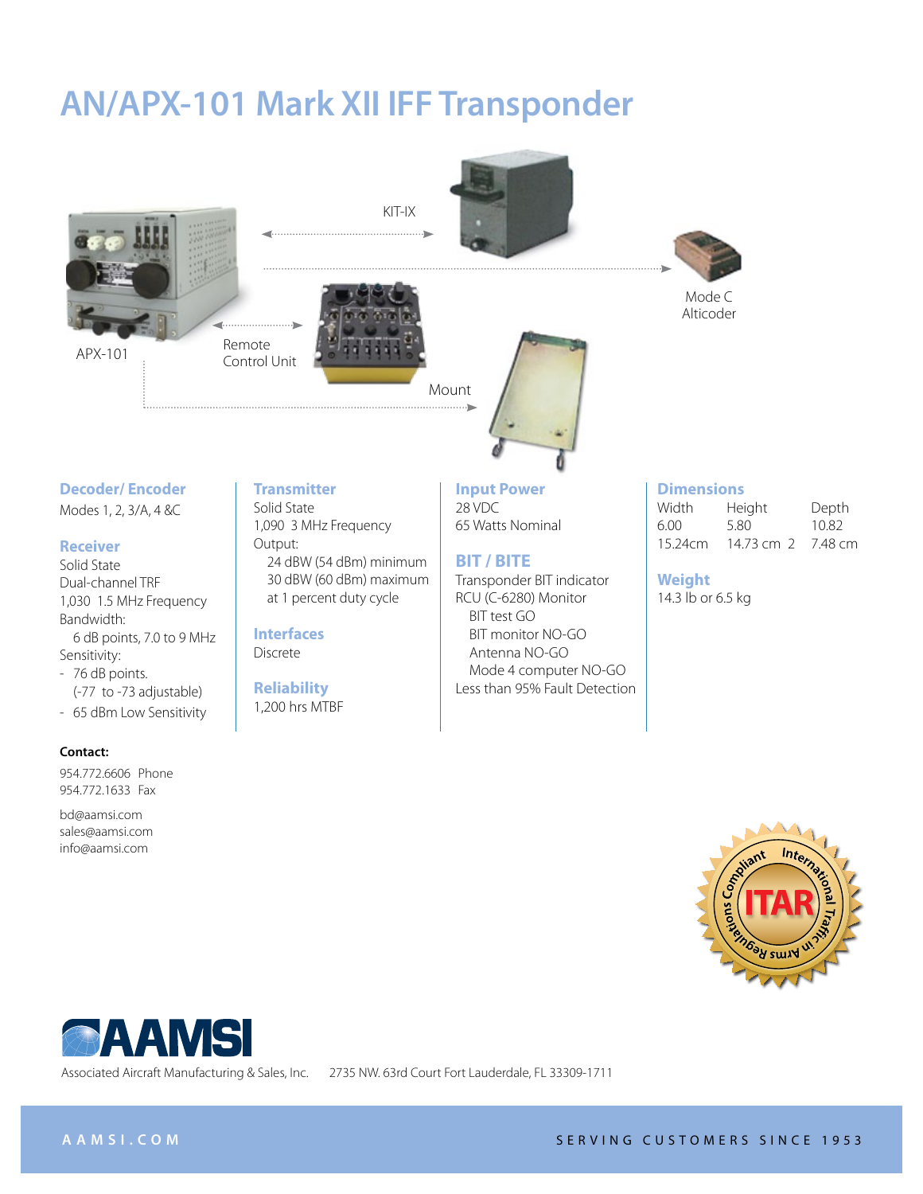# AN/APX-101 Mark XII IFF Transponder

KIT-IX

Mode C Alticoder

APX-101

Remote Control Unit

Mount

### Decoder/ Encoder

Modes 1, 2, 3/A, 4 &C

### Receiver

Solid State
Dual-channel TRF
1,030 1.5 MHz Frequency
Bandwidth:
  6 dB points, 7.0 to 9 MHz
Sensitivity:
- 76 dB points.
  (-77 to -73 adjustable)
- 65 dBm Low Sensitivity

### Transmitter

Solid State
1,090 3 MHz Frequency
Output:
  24 dBW (54 dBm) minimum
  30 dBW (60 dBm) maximum
  at 1 percent duty cycle

### Interfaces

Discrete

### Reliability

1,200 hrs MTBF

### Input Power

28 VDC
65 Watts Nominal

### BIT / BITE

Transponder BIT indicator
RCU (C-6280) Monitor
  BIT test GO
  BIT monitor NO-GO
  Antenna NO-GO
  Mode 4 computer NO-GO
Less than 95% Fault Detection

### Dimensions

| Width | Height | Depth |
|---|---|---|
| 6.00 | 5.80 | 10.82 |
| 15.24cm | 14.73 cm 2 | 7.48 cm |

### Weight

14.3 lb or 6.5 kg

**Contact:**

954.772.6606 Phone
954.772.1633 Fax

bd@aamsi.com
sales@aamsi.com
info@aamsi.com

Compliant International Traffic in Arms Regulations ITAR

AAMSI

Associated Aircraft Manufacturing & Sales, Inc. 2735 NW. 63rd Court Fort Lauderdale, FL 33309-1711

AAMSI.COM

SERVING CUSTOMERS SINCE 1953